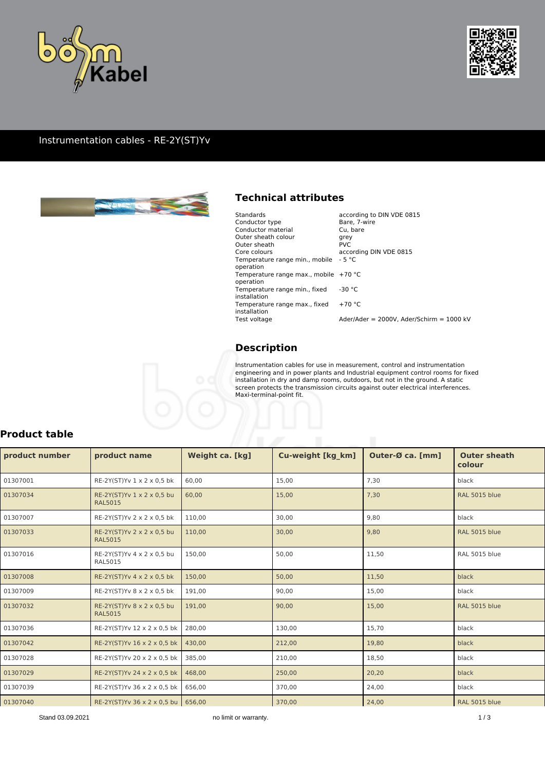# Instrumentation cables - RE-2Y(ST)Yv

## Technical attributes

| | |
|---|---|
| Standards | according to DIN VDE 0815 |
| Conductor type | Bare, 7-wire |
| Conductor material | Cu, bare |
| Outer sheath colour | grey |
| Outer sheath | PVC |
| Core colours | according DIN VDE 0815 |
| Temperature range min., mobile operation | - 5 °C |
| Temperature range max., mobile operation | +70 °C |
| Temperature range min., fixed installation | -30 °C |
| Temperature range max., fixed installation | +70 °C |
| Test voltage | Ader/Ader = 2000V, Ader/Schirm = 1000 kV |

## Description

Instrumentation cables for use in measurement, control and instrumentation engineering and in power plants and Industrial equipment control rooms for fixed installation in dry and damp rooms, outdoors, but not in the ground. A static screen protects the transmission circuits against outer electrical interferences. Maxi-terminal-point fit.

## Product table

| product number | product name | Weight ca. [kg] | Cu-weight [kg_km] | Outer-Ø ca. [mm] | Outer sheath colour |
|---|---|---|---|---|---|
| 01307001 | RE-2Y(ST)Yv 1 x 2 x 0,5 bk | 60,00 | 15,00 | 7,30 | black |
| 01307034 | RE-2Y(ST)Yv 1 x 2 x 0,5 bu RAL5015 | 60,00 | 15,00 | 7,30 | RAL 5015 blue |
| 01307007 | RE-2Y(ST)Yv 2 x 2 x 0,5 bk | 110,00 | 30,00 | 9,80 | black |
| 01307033 | RE-2Y(ST)Yv 2 x 2 x 0,5 bu RAL5015 | 110,00 | 30,00 | 9,80 | RAL 5015 blue |
| 01307016 | RE-2Y(ST)Yv 4 x 2 x 0,5 bu RAL5015 | 150,00 | 50,00 | 11,50 | RAL 5015 blue |
| 01307008 | RE-2Y(ST)Yv 4 x 2 x 0,5 bk | 150,00 | 50,00 | 11,50 | black |
| 01307009 | RE-2Y(ST)Yv 8 x 2 x 0,5 bk | 191,00 | 90,00 | 15,00 | black |
| 01307032 | RE-2Y(ST)Yv 8 x 2 x 0,5 bu RAL5015 | 191,00 | 90,00 | 15,00 | RAL 5015 blue |
| 01307036 | RE-2Y(ST)Yv 12 x 2 x 0,5 bk | 280,00 | 130,00 | 15,70 | black |
| 01307042 | RE-2Y(ST)Yv 16 x 2 x 0,5 bk | 430,00 | 212,00 | 19,80 | black |
| 01307028 | RE-2Y(ST)Yv 20 x 2 x 0,5 bk | 385,00 | 210,00 | 18,50 | black |
| 01307029 | RE-2Y(ST)Yv 24 x 2 x 0,5 bk | 468,00 | 250,00 | 20,20 | black |
| 01307039 | RE-2Y(ST)Yv 36 x 2 x 0,5 bk | 656,00 | 370,00 | 24,00 | black |
| 01307040 | RE-2Y(ST)Yv 36 x 2 x 0,5 bu | 656,00 | 370,00 | 24,00 | RAL 5015 blue |

Stand 03.09.2021 no limit or warranty.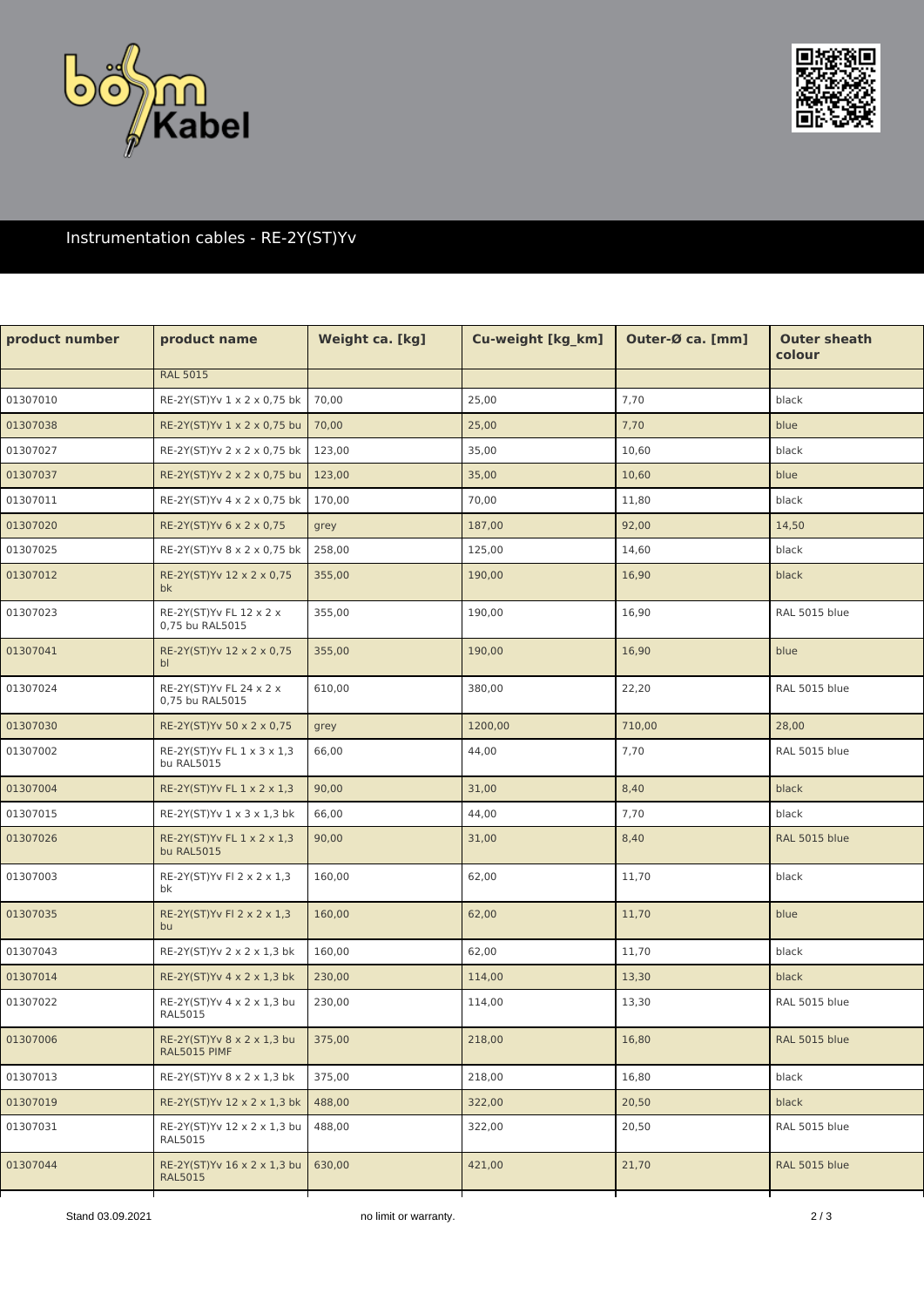## Instrumentation cables - RE-2Y(ST)Yv

| product number | product name | Weight ca. [kg] | Cu-weight [kg_km] | Outer-Ø ca. [mm] | Outer sheath colour |
|---|---|---|---|---|---|
| | RAL 5015 | | | | |
| 01307010 | RE-2Y(ST)Yv 1 x 2 x 0,75 bk | 70,00 | 25,00 | 7,70 | black |
| 01307038 | RE-2Y(ST)Yv 1 x 2 x 0,75 bu | 70,00 | 25,00 | 7,70 | blue |
| 01307027 | RE-2Y(ST)Yv 2 x 2 x 0,75 bk | 123,00 | 35,00 | 10,60 | black |
| 01307037 | RE-2Y(ST)Yv 2 x 2 x 0,75 bu | 123,00 | 35,00 | 10,60 | blue |
| 01307011 | RE-2Y(ST)Yv 4 x 2 x 0,75 bk | 170,00 | 70,00 | 11,80 | black |
| 01307020 | RE-2Y(ST)Yv 6 x 2 x 0,75 | grey | 187,00 | 92,00 | 14,50 |
| 01307025 | RE-2Y(ST)Yv 8 x 2 x 0,75 bk | 258,00 | 125,00 | 14,60 | black |
| 01307012 | RE-2Y(ST)Yv 12 x 2 x 0,75 bk | 355,00 | 190,00 | 16,90 | black |
| 01307023 | RE-2Y(ST)Yv FL 12 x 2 x 0,75 bu RAL5015 | 355,00 | 190,00 | 16,90 | RAL 5015 blue |
| 01307041 | RE-2Y(ST)Yv 12 x 2 x 0,75 bl | 355,00 | 190,00 | 16,90 | blue |
| 01307024 | RE-2Y(ST)Yv FL 24 x 2 x 0,75 bu RAL5015 | 610,00 | 380,00 | 22,20 | RAL 5015 blue |
| 01307030 | RE-2Y(ST)Yv 50 x 2 x 0,75 | grey | 1200,00 | 710,00 | 28,00 |
| 01307002 | RE-2Y(ST)Yv FL 1 x 3 x 1,3 bu RAL5015 | 66,00 | 44,00 | 7,70 | RAL 5015 blue |
| 01307004 | RE-2Y(ST)Yv FL 1 x 2 x 1,3 | 90,00 | 31,00 | 8,40 | black |
| 01307015 | RE-2Y(ST)Yv 1 x 3 x 1,3 bk | 66,00 | 44,00 | 7,70 | black |
| 01307026 | RE-2Y(ST)Yv FL 1 x 2 x 1,3 bu RAL5015 | 90,00 | 31,00 | 8,40 | RAL 5015 blue |
| 01307003 | RE-2Y(ST)Yv Fl 2 x 2 x 1,3 bk | 160,00 | 62,00 | 11,70 | black |
| 01307035 | RE-2Y(ST)Yv Fl 2 x 2 x 1,3 bu | 160,00 | 62,00 | 11,70 | blue |
| 01307043 | RE-2Y(ST)Yv 2 x 2 x 1,3 bk | 160,00 | 62,00 | 11,70 | black |
| 01307014 | RE-2Y(ST)Yv 4 x 2 x 1,3 bk | 230,00 | 114,00 | 13,30 | black |
| 01307022 | RE-2Y(ST)Yv 4 x 2 x 1,3 bu RAL5015 | 230,00 | 114,00 | 13,30 | RAL 5015 blue |
| 01307006 | RE-2Y(ST)Yv 8 x 2 x 1,3 bu RAL5015 PIMF | 375,00 | 218,00 | 16,80 | RAL 5015 blue |
| 01307013 | RE-2Y(ST)Yv 8 x 2 x 1,3 bk | 375,00 | 218,00 | 16,80 | black |
| 01307019 | RE-2Y(ST)Yv 12 x 2 x 1,3 bk | 488,00 | 322,00 | 20,50 | black |
| 01307031 | RE-2Y(ST)Yv 12 x 2 x 1,3 bu RAL5015 | 488,00 | 322,00 | 20,50 | RAL 5015 blue |
| 01307044 | RE-2Y(ST)Yv 16 x 2 x 1,3 bu RAL5015 | 630,00 | 421,00 | 21,70 | RAL 5015 blue |

Stand 03.09.2021 no limit or warranty.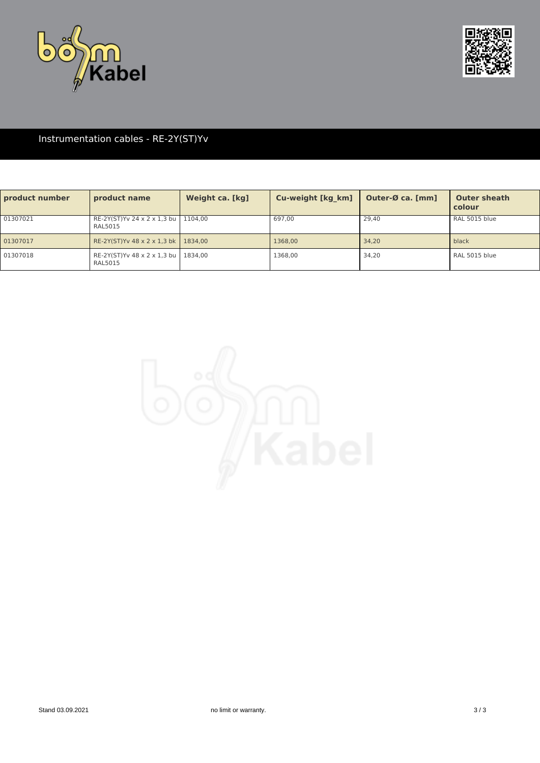# Instrumentation cables - RE-2Y(ST)Yv

| product number | product name | Weight ca. [kg] | Cu-weight [kg_km] | Outer-Ø ca. [mm] | Outer sheath colour |
|---|---|---|---|---|---|
| 01307021 | RE-2Y(ST)Yv 24 x 2 x 1,3 bu RAL5015 | 1104,00 | 697,00 | 29,40 | RAL 5015 blue |
| 01307017 | RE-2Y(ST)Yv 48 x 2 x 1,3 bk | 1834,00 | 1368,00 | 34,20 | black |
| 01307018 | RE-2Y(ST)Yv 48 x 2 x 1,3 bu RAL5015 | 1834,00 | 1368,00 | 34,20 | RAL 5015 blue |

Stand 03.09.2021

no limit or warranty.